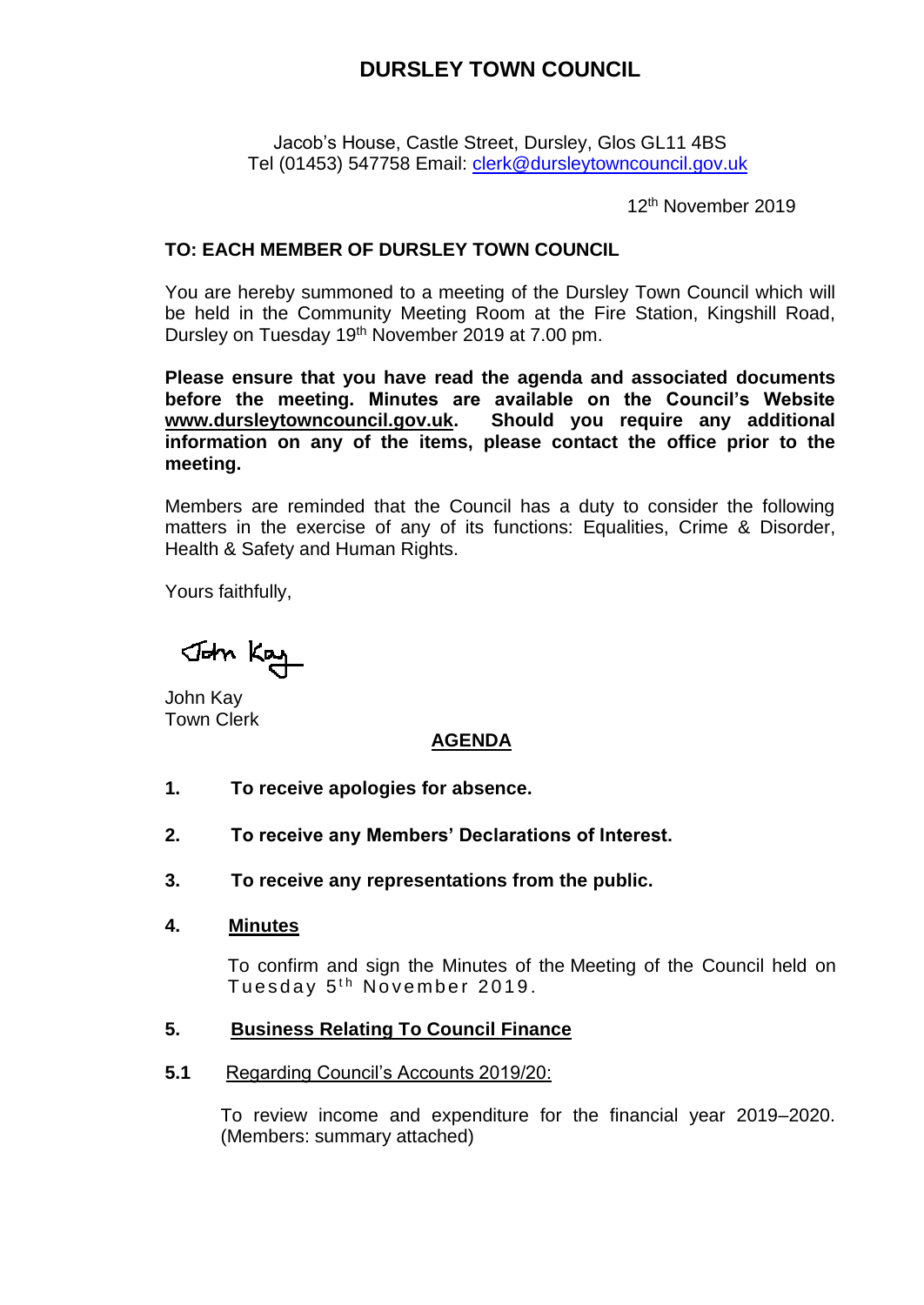# DURSLEY TOWN COUNCIL

Jacob's House, Castle Street, Dursley, Glos GL11 4BS
Tel (01453) 547758 Email: clerk@dursleytowncouncil.gov.uk

12th November 2019

**TO: EACH MEMBER OF DURSLEY TOWN COUNCIL**

You are hereby summoned to a meeting of the Dursley Town Council which will be held in the Community Meeting Room at the Fire Station, Kingshill Road, Dursley on Tuesday 19th November 2019 at 7.00 pm.

**Please ensure that you have read the agenda and associated documents before the meeting. Minutes are available on the Council's Website www.dursleytowncouncil.gov.uk. Should you require any additional information on any of the items, please contact the office prior to the meeting.**

Members are reminded that the Council has a duty to consider the following matters in the exercise of any of its functions: Equalities, Crime & Disorder, Health & Safety and Human Rights.

Yours faithfully,

John Kay
Town Clerk

## AGENDA

**1. To receive apologies for absence.**

**2. To receive any Members' Declarations of Interest.**

**3. To receive any representations from the public.**

**4. Minutes**

To confirm and sign the Minutes of the Meeting of the Council held on Tuesday 5th November 2019.

**5. Business Relating To Council Finance**

**5.1** Regarding Council's Accounts 2019/20:

To review income and expenditure for the financial year 2019–2020. (Members: summary attached)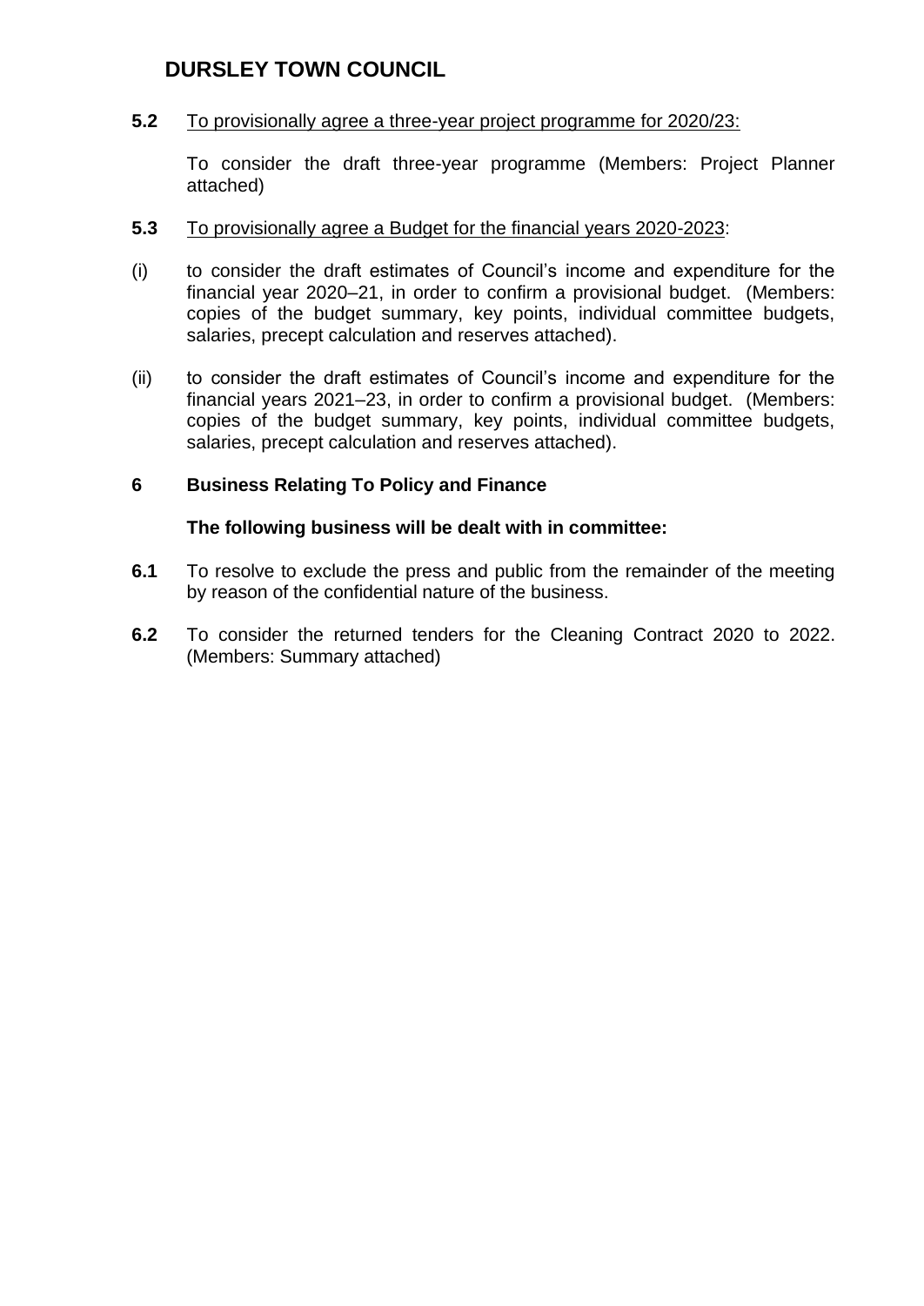# DURSLEY TOWN COUNCIL

**5.2** To provisionally agree a three-year project programme for 2020/23:

To consider the draft three-year programme (Members: Project Planner attached)

**5.3** To provisionally agree a Budget for the financial years 2020-2023:

(i) to consider the draft estimates of Council's income and expenditure for the financial year 2020–21, in order to confirm a provisional budget. (Members: copies of the budget summary, key points, individual committee budgets, salaries, precept calculation and reserves attached).

(ii) to consider the draft estimates of Council's income and expenditure for the financial years 2021–23, in order to confirm a provisional budget. (Members: copies of the budget summary, key points, individual committee budgets, salaries, precept calculation and reserves attached).

## 6 Business Relating To Policy and Finance

**The following business will be dealt with in committee:**

**6.1** To resolve to exclude the press and public from the remainder of the meeting by reason of the confidential nature of the business.

**6.2** To consider the returned tenders for the Cleaning Contract 2020 to 2022. (Members: Summary attached)